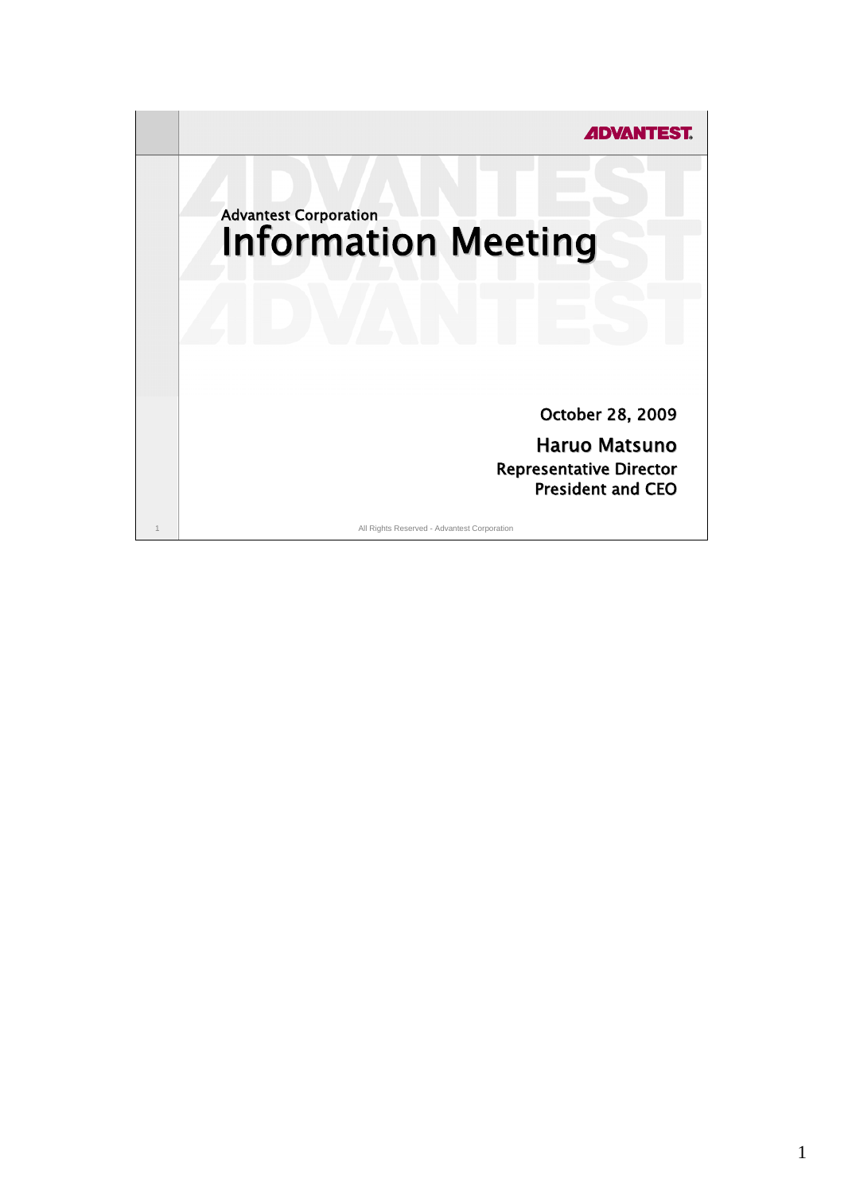Advantest Corporation

# Information Meeting

October 28, 2009

**Haruo Matsuno**

Representative Director

President and CEO

All Rights Reserved - Advantest Corporation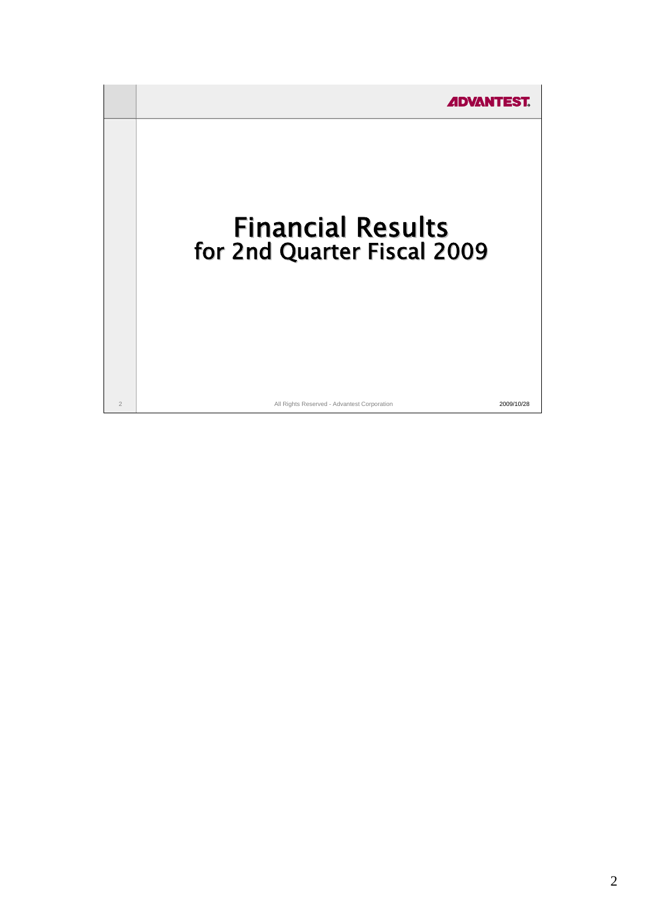# Financial Results
## for 2nd Quarter Fiscal 2009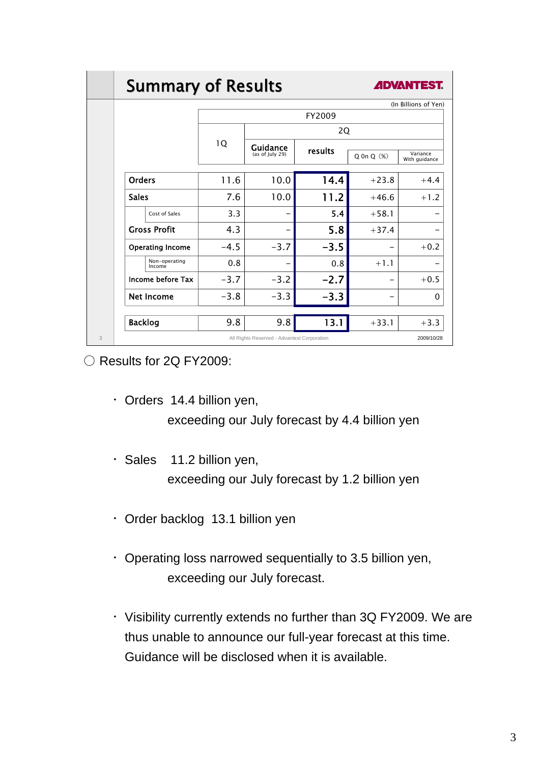## Summary of Results

ADVANTEST

(In Billions of Yen)

| | FY2009 | | | | |
|---|---|---|---|---|---|
| | 1Q | 2Q | | | |
| | | Guidance (as of July 29) | results | Q 0n Q (%) | Variance With guidance |
| Orders | 11.6 | 10.0 | 14.4 | +23.8 | +4.4 |
| Sales | 7.6 | 10.0 | 11.2 | +46.6 | +1.2 |
| Cost of Sales | 3.3 | – | 5.4 | +58.1 | – |
| Gross Profit | 4.3 | – | 5.8 | +37.4 | – |
| Operating Income | -4.5 | -3.7 | -3.5 | – | +0.2 |
| Non-operating Income | 0.8 | – | 0.8 | +1.1 | – |
| Income before Tax | -3.7 | -3.2 | -2.7 | – | +0.5 |
| Net Income | -3.8 | -3.3 | -3.3 | – | 0 |
| Backlog | 9.8 | 9.8 | 13.1 | +33.1 | +3.3 |

All Rights Reserved - Advantest Corporation　2009/10/28

○ Results for 2Q FY2009:

- Orders 14.4 billion yen,
  exceeding our July forecast by 4.4 billion yen
- Sales 11.2 billion yen,
  exceeding our July forecast by 1.2 billion yen
- Order backlog 13.1 billion yen
- Operating loss narrowed sequentially to 3.5 billion yen,
  exceeding our July forecast.
- Visibility currently extends no further than 3Q FY2009. We are thus unable to announce our full-year forecast at this time. Guidance will be disclosed when it is available.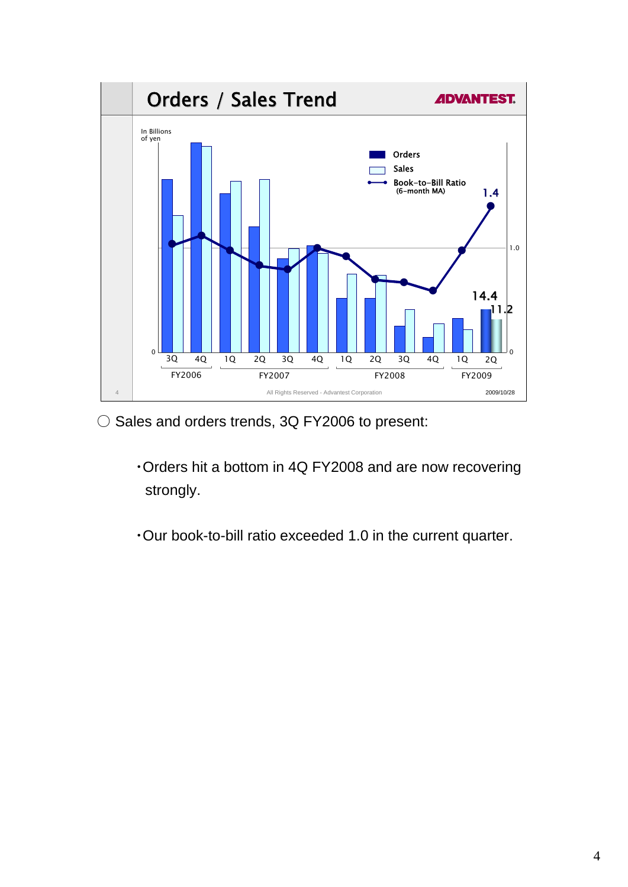## Orders / Sales Trend

In Billions of yen

- Orders
- Sales
- Book-to-Bill Ratio (6-month MA)

1.4

1.0

14.4

11.2

0

3Q 4Q | 1Q 2Q 3Q 4Q | 1Q 2Q 3Q 4Q | 1Q 2Q

FY2006 | FY2007 | FY2008 | FY2009

All Rights Reserved - Advantest Corporation

2009/10/28

○ Sales and orders trends, 3Q FY2006 to present:

- Orders hit a bottom in 4Q FY2008 and are now recovering strongly.
- Our book-to-bill ratio exceeded 1.0 in the current quarter.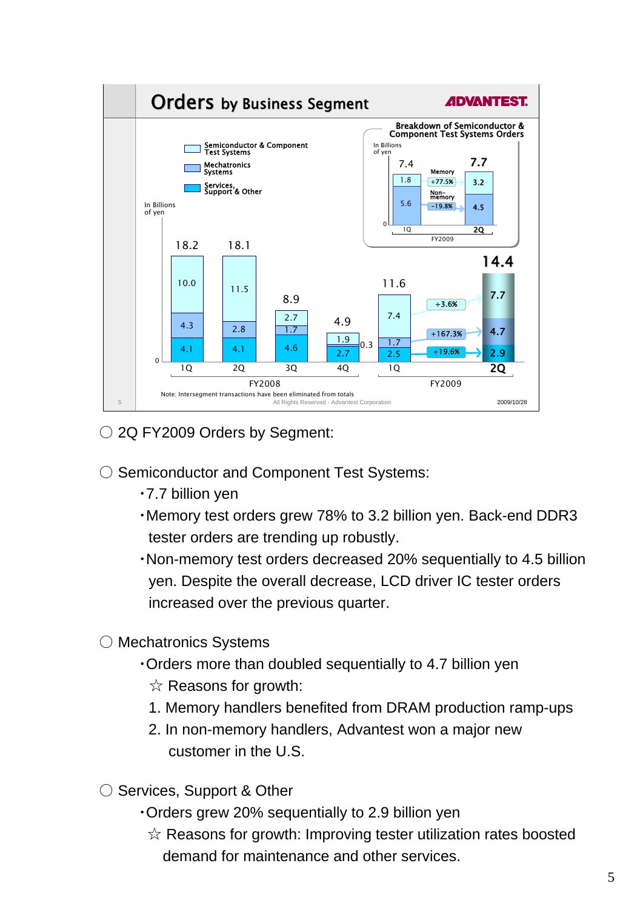## Orders by Business Segment

ADVANTEST

Legend: Semiconductor & Component Test Systems; Mechatronics Systems; Services, Support & Other

In Billions of yen

| | FY2008 1Q | FY2008 2Q | FY2008 3Q | FY2008 4Q | FY2009 1Q | FY2009 2Q |
|---|---|---|---|---|---|---|
| Semiconductor & Component Test Systems | 10.0 | 11.5 | 2.7 | 1.9 | 7.4 | 7.7 |
| Mechatronics Systems | 4.3 | 2.8 | 1.7 | 0.3 | 1.7 | 4.7 |
| Services, Support & Other | 4.1 | 4.1 | 4.6 | 2.7 | 2.5 | 2.9 |
| Total | 18.2 | 18.1 | 8.9 | 4.9 | 11.6 | 14.4 |

Change 1Q to 2Q FY2009: Semiconductor & Component Test Systems +3.6%; Mechatronics Systems +167.3%; Services, Support & Other +19.6%

**Breakdown of Semiconductor & Component Test Systems Orders** (In Billions of yen)

| | FY2009 1Q | FY2009 2Q | Change |
|---|---|---|---|
| Memory | 1.8 | 3.2 | +77.5% |
| Non-memory | 5.6 | 4.5 | -19.8% |
| Total | 7.4 | 7.7 | |

Note: Intersegment transactions have been eliminated from totals

All Rights Reserved - Advantest Corporation 2009/10/28

○ 2Q FY2009 Orders by Segment:

○ Semiconductor and Component Test Systems:

- 7.7 billion yen
- Memory test orders grew 78% to 3.2 billion yen. Back-end DDR3 tester orders are trending up robustly.
- Non-memory test orders decreased 20% sequentially to 4.5 billion yen. Despite the overall decrease, LCD driver IC tester orders increased over the previous quarter.

○ Mechatronics Systems

- Orders more than doubled sequentially to 4.7 billion yen

  ☆ Reasons for growth:

  1. Memory handlers benefited from DRAM production ramp-ups
  2. In non-memory handlers, Advantest won a major new customer in the U.S.

○ Services, Support & Other

- Orders grew 20% sequentially to 2.9 billion yen

  ☆ Reasons for growth: Improving tester utilization rates boosted demand for maintenance and other services.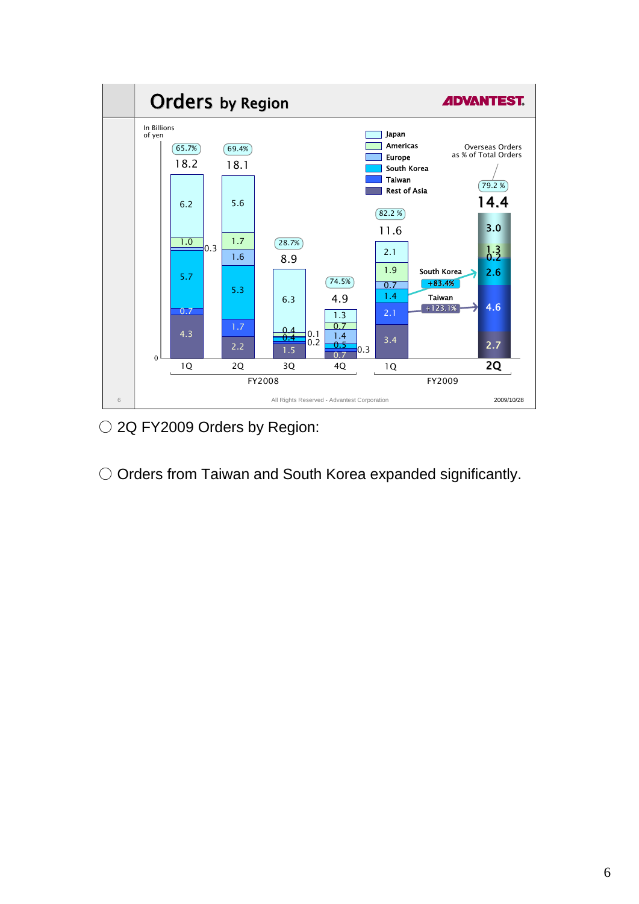# Orders by Region

ADVANTEST.

In Billions of yen

| | FY2008 1Q | FY2008 2Q | FY2008 3Q | FY2008 4Q | FY2009 1Q | FY2009 2Q |
|---|---|---|---|---|---|---|
| Overseas Orders as % of Total Orders | 65.7% | 69.4% | 28.7% | 74.5% | 82.2 % | 79.2 % |
| Total | 18.2 | 18.1 | 8.9 | 4.9 | 11.6 | 14.4 |
| Japan | 6.2 | 5.6 | 6.3 | 1.3 | 2.1 | 3.0 |
| Americas | 1.0 | 1.7 | 0.4 | 0.7 | 1.9 | 1.3 |
| Europe | 0.3 | 1.6 | 0.1 | 1.4 | 0.7 | 0.2 |
| South Korea | 5.7 | 5.3 | 0.4 | 0.5 | 1.4 | 2.6 |
| Taiwan | 0.7 | 1.7 | 0.2 | 0.3 | 2.1 | 4.6 |
| Rest of Asia | 4.3 | 2.2 | 1.5 | 0.7 | 3.4 | 2.7 |

South Korea +83.4%

Taiwan +123.1%

All Rights Reserved - Advantest Corporation

2009/10/28

○ 2Q FY2009 Orders by Region:

○ Orders from Taiwan and South Korea expanded significantly.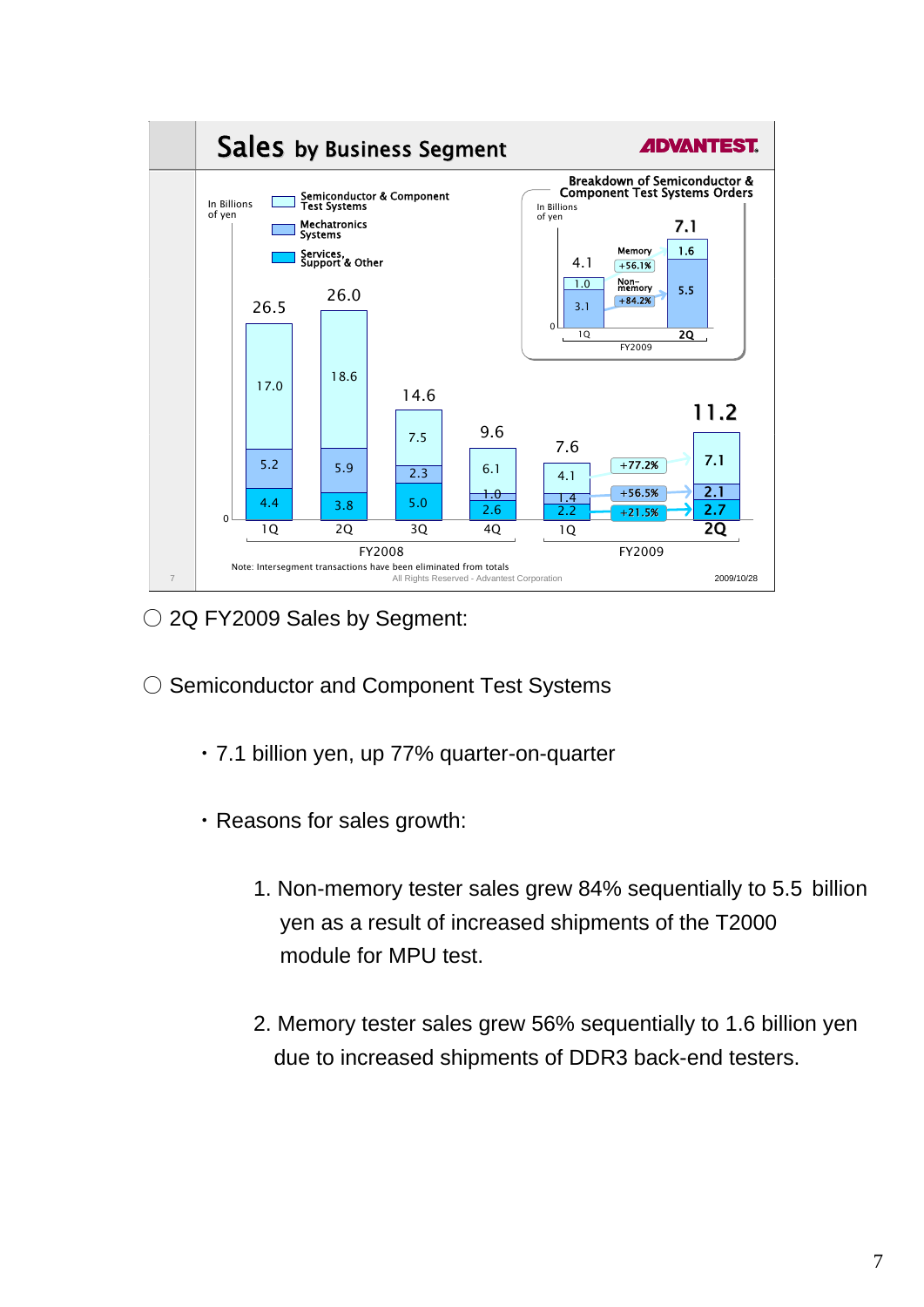## Sales by Business Segment

ADVANTEST

In Billions of yen

| | FY2008 1Q | FY2008 2Q | FY2008 3Q | FY2008 4Q | FY2009 1Q | FY2009 2Q | QoQ change |
|---|---|---|---|---|---|---|---|
| Semiconductor & Component Test Systems | 17.0 | 18.6 | 7.5 | 6.1 | 4.1 | 7.1 | +77.2% |
| Mechatronics Systems | 5.2 | 5.9 | 2.3 | 1.0 | 1.4 | 2.1 | +56.5% |
| Services, Support & Other | 4.4 | 3.8 | 5.0 | 2.6 | 2.2 | 2.7 | +21.5% |
| Total | 26.5 | 26.0 | 14.6 | 9.6 | 7.6 | 11.2 | |

**Breakdown of Semiconductor & Component Test Systems Orders**

In Billions of yen

| FY2009 | 1Q | 2Q | QoQ change |
|---|---|---|---|
| Memory | 1.0 | 1.6 | +56.1% |
| Non-memory | 3.1 | 5.5 | +84.2% |
| Total | 4.1 | 7.1 | |

Note: Intersegment transactions have been eliminated from totals

All Rights Reserved - Advantest Corporation

2009/10/28

○ 2Q FY2009 Sales by Segment:

○ Semiconductor and Component Test Systems

- 7.1 billion yen, up 77% quarter-on-quarter
- Reasons for sales growth:

1. Non-memory tester sales grew 84% sequentially to 5.5 billion yen as a result of increased shipments of the T2000 module for MPU test.

2. Memory tester sales grew 56% sequentially to 1.6 billion yen due to increased shipments of DDR3 back-end testers.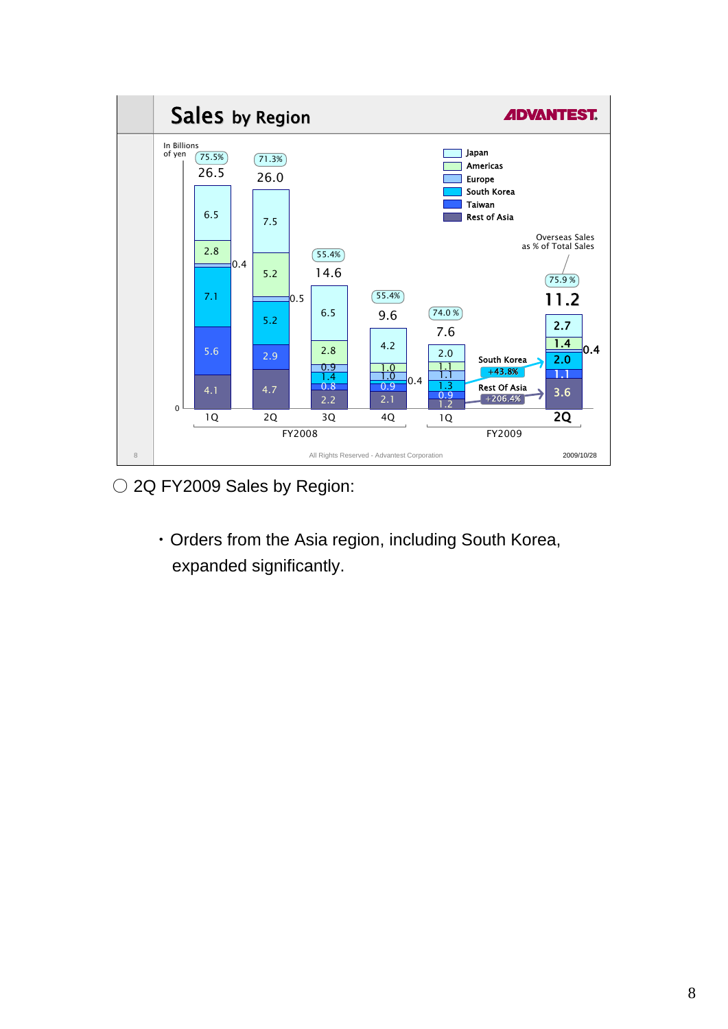## Sales by Region

ADVANTEST

In Billions of yen

| | Total | Overseas Sales as % of Total Sales | Japan | Americas | Europe | South Korea | Taiwan | Rest of Asia |
|---|---|---|---|---|---|---|---|---|
| FY2008 1Q | 26.5 | 75.5% | 6.5 | 2.8 | 0.4 | 7.1 | 5.6 | 4.1 |
| FY2008 2Q | 26.0 | 71.3% | 7.5 | 5.2 | 0.5 | 5.2 | 2.9 | 4.7 |
| FY2008 3Q | 14.6 | 55.4% | 6.5 | 2.8 | 0.9 | 1.4 | 0.8 | 2.2 |
| FY2008 4Q | 9.6 | 55.4% | 4.2 | 1.0 | 1.0 | 0.4 | 0.9 | 2.1 |
| FY2009 1Q | 7.6 | 74.0 % | 2.0 | 1.1 | 1.1 | 1.3 | 0.9 | 1.2 |
| FY2009 2Q | 11.2 | 75.9 % | 2.7 | 1.4 | 0.4 | 2.0 | 1.1 | 3.6 |

South Korea +43.8%

Rest Of Asia +206.4%

All Rights Reserved - Advantest Corporation

2009/10/28

○ 2Q FY2009 Sales by Region:

・Orders from the Asia region, including South Korea, expanded significantly.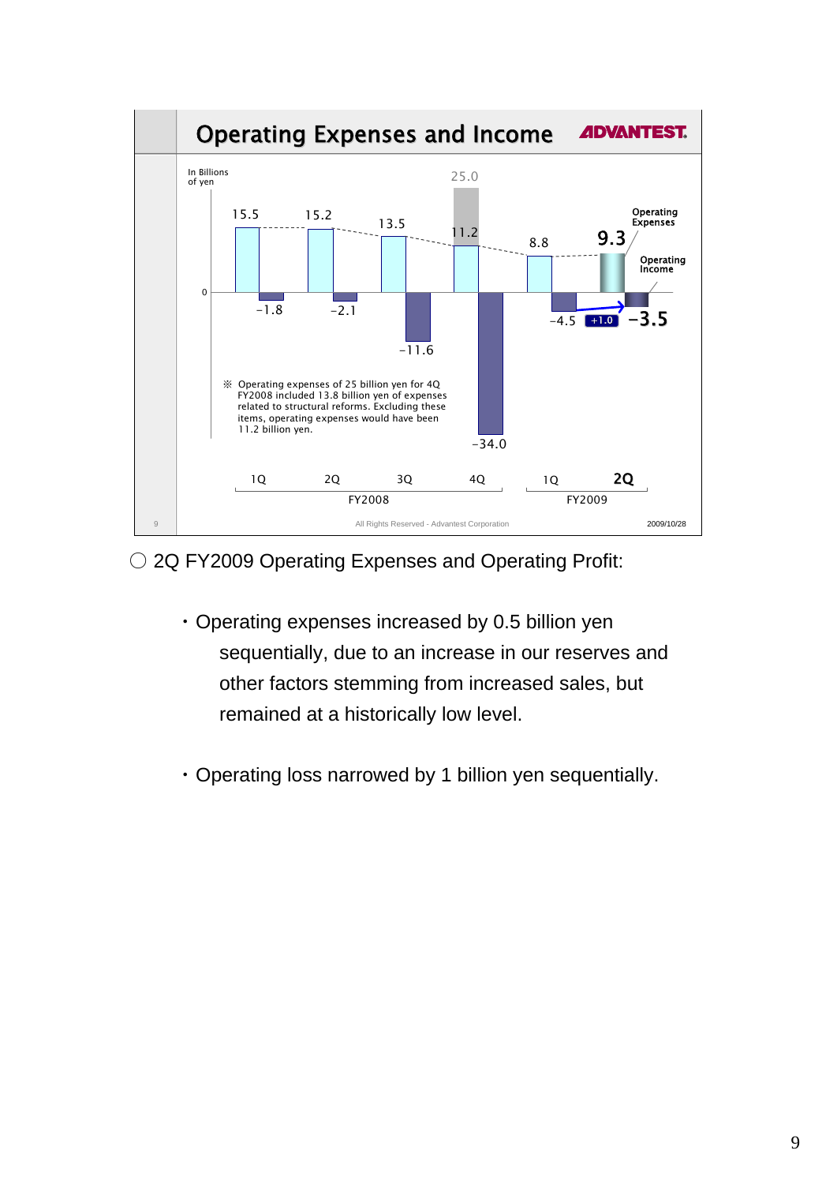## Operating Expenses and Income

ADVANTEST

In Billions of yen

| | FY2008 1Q | FY2008 2Q | FY2008 3Q | FY2008 4Q | FY2009 1Q | FY2009 2Q |
|---|---|---|---|---|---|---|
| Operating Expenses | 15.5 | 15.2 | 13.5 | 11.2 (25.0) | 8.8 | 9.3 |
| Operating Income | -1.8 | -2.1 | -11.6 | -34.0 | -4.5 | -3.5 (+1.0) |

※ Operating expenses of 25 billion yen for 4Q FY2008 included 13.8 billion yen of expenses related to structural reforms. Excluding these items, operating expenses would have been 11.2 billion yen.

All Rights Reserved - Advantest Corporation

2009/10/28

○ 2Q FY2009 Operating Expenses and Operating Profit:

- Operating expenses increased by 0.5 billion yen sequentially, due to an increase in our reserves and other factors stemming from increased sales, but remained at a historically low level.

- Operating loss narrowed by 1 billion yen sequentially.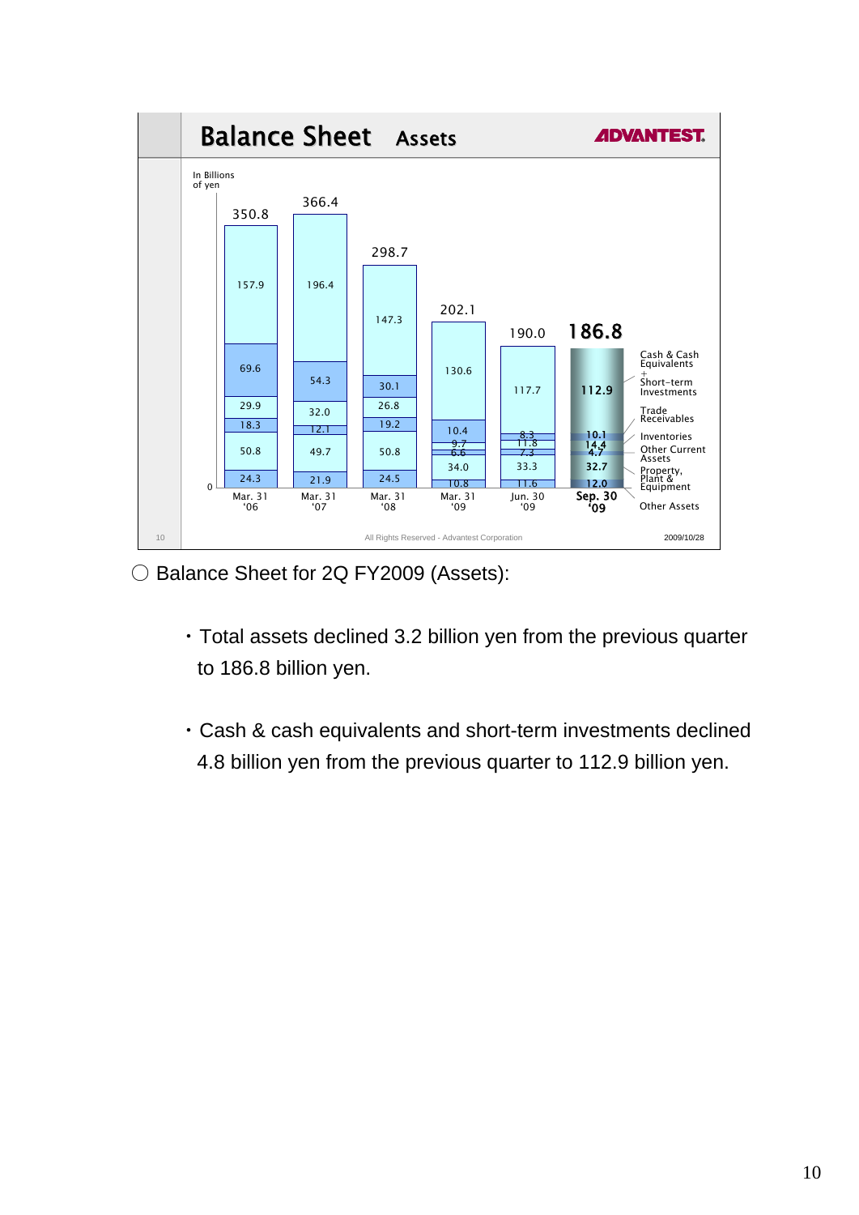## Balance Sheet Assets

In Billions of yen

| | Mar. 31 '06 | Mar. 31 '07 | Mar. 31 '08 | Mar. 31 '09 | Jun. 30 '09 | Sep. 30 '09 |
|---|---|---|---|---|---|---|
| Cash & Cash Equivalents + Short-term Investments | 157.9 | 196.4 | 147.3 | 130.6 | 117.7 | 112.9 |
| Trade Receivables | 69.6 | 54.3 | 30.1 | 10.4 | 8.3 | 10.1 |
| Inventories | 29.9 | 32.0 | 26.8 | 9.7 | 11.8 | 14.4 |
| Other Current Assets | 18.3 | 12.1 | 19.2 | 6.6 | 7.3 | 4.7 |
| Property, Plant & Equipment | 50.8 | 49.7 | 50.8 | 34.0 | 33.3 | 32.7 |
| Other Assets | 24.3 | 21.9 | 24.5 | 10.8 | 11.6 | 12.0 |
| Total | 350.8 | 366.4 | 298.7 | 202.1 | 190.0 | 186.8 |

All Rights Reserved - Advantest Corporation

2009/10/28

○ Balance Sheet for 2Q FY2009 (Assets):

- Total assets declined 3.2 billion yen from the previous quarter to 186.8 billion yen.

- Cash & cash equivalents and short-term investments declined 4.8 billion yen from the previous quarter to 112.9 billion yen.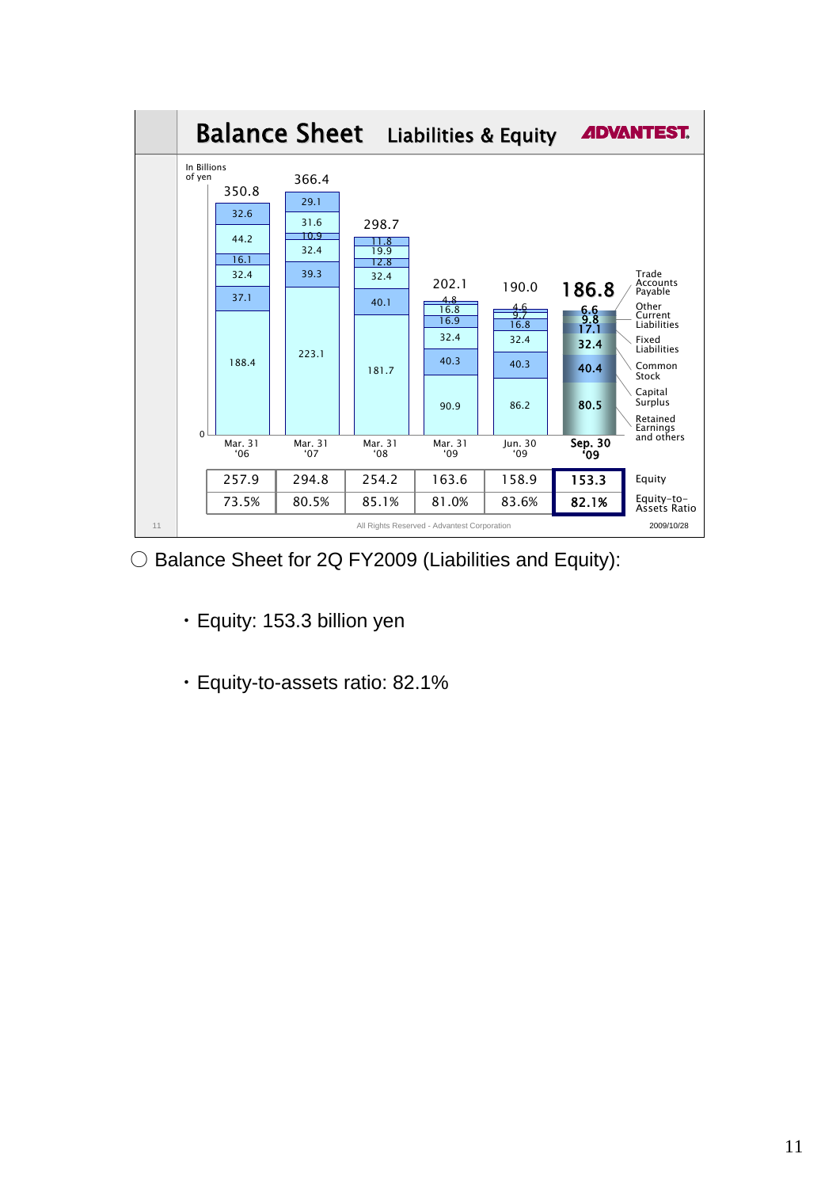# Balance Sheet Liabilities & Equity

ADVANTEST

In Billions of yen

| | Mar. 31 '06 | Mar. 31 '07 | Mar. 31 '08 | Mar. 31 '09 | Jun. 30 '09 | Sep. 30 '09 |
|---|---|---|---|---|---|---|
| Total | 350.8 | 366.4 | 298.7 | 202.1 | 190.0 | 186.8 |
| Trade Accounts Payable | 32.6 | 29.1 | 11.8 | 4.8 | 4.6 | 6.6 |
| Other Current Liabilities | 44.2 | 31.6 | 19.9 | 16.8 | 9.7 | 9.8 |
| Fixed Liabilities | 16.1 | 10.9 | 12.8 | 16.9 | 16.8 | 17.1 |
| Common Stock | 32.4 | 32.4 | 32.4 | 32.4 | 32.4 | 32.4 |
| Capital Surplus | 37.1 | 39.3 | 40.1 | 40.3 | 40.3 | 40.4 |
| Retained Earnings and others | 188.4 | 223.1 | 181.7 | 90.9 | 86.2 | 80.5 |
| Equity | 257.9 | 294.8 | 254.2 | 163.6 | 158.9 | 153.3 |
| Equity-to-Assets Ratio | 73.5% | 80.5% | 85.1% | 81.0% | 83.6% | 82.1% |

All Rights Reserved - Advantest Corporation

2009/10/28

○ Balance Sheet for 2Q FY2009 (Liabilities and Equity):

- Equity: 153.3 billion yen
- Equity-to-assets ratio: 82.1%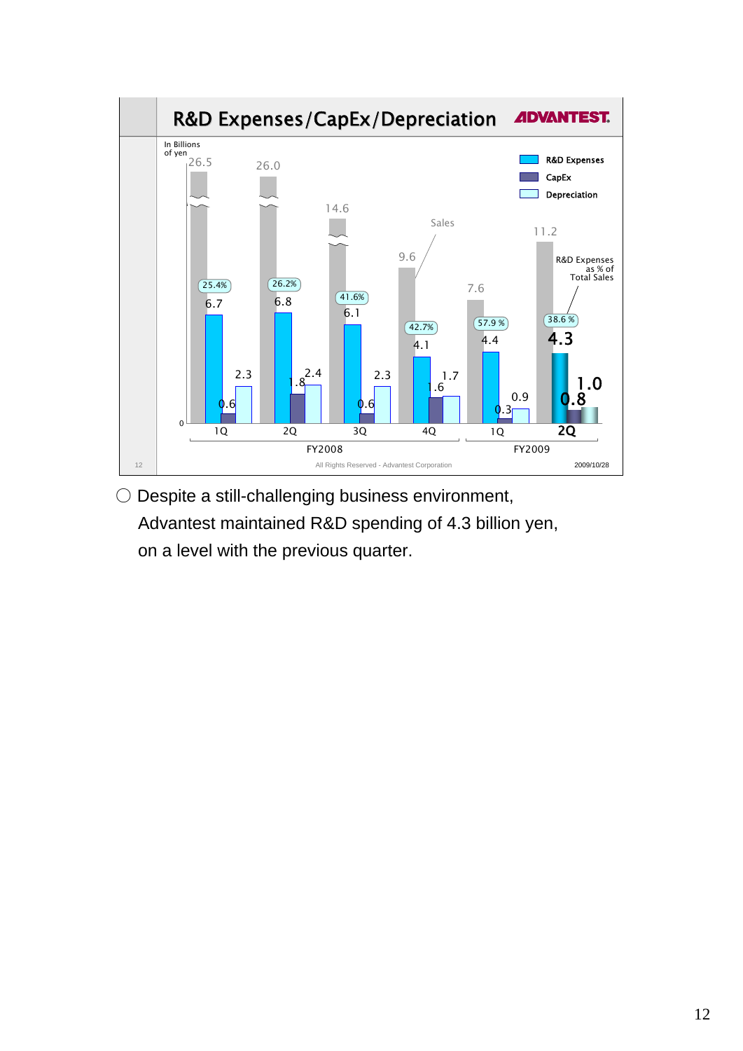## R&D Expenses/CapEx/Depreciation

In Billions of yen

| | FY2008 1Q | FY2008 2Q | FY2008 3Q | FY2008 4Q | FY2009 1Q | FY2009 2Q |
|---|---|---|---|---|---|---|
| Sales | 26.5 | 26.0 | 14.6 | 9.6 | 7.6 | 11.2 |
| R&D Expenses | 6.7 | 6.8 | 6.1 | 4.1 | 4.4 | 4.3 |
| CapEx | 0.6 | 1.8 | 0.6 | 1.6 | 0.3 | 0.8 |
| Depreciation | 2.3 | 2.4 | 2.3 | 1.7 | 0.9 | 1.0 |
| R&D Expenses as % of Total Sales | 25.4% | 26.2% | 41.6% | 42.7% | 57.9 % | 38.6 % |

All Rights Reserved - Advantest Corporation 2009/10/28

○ Despite a still-challenging business environment, Advantest maintained R&D spending of 4.3 billion yen, on a level with the previous quarter.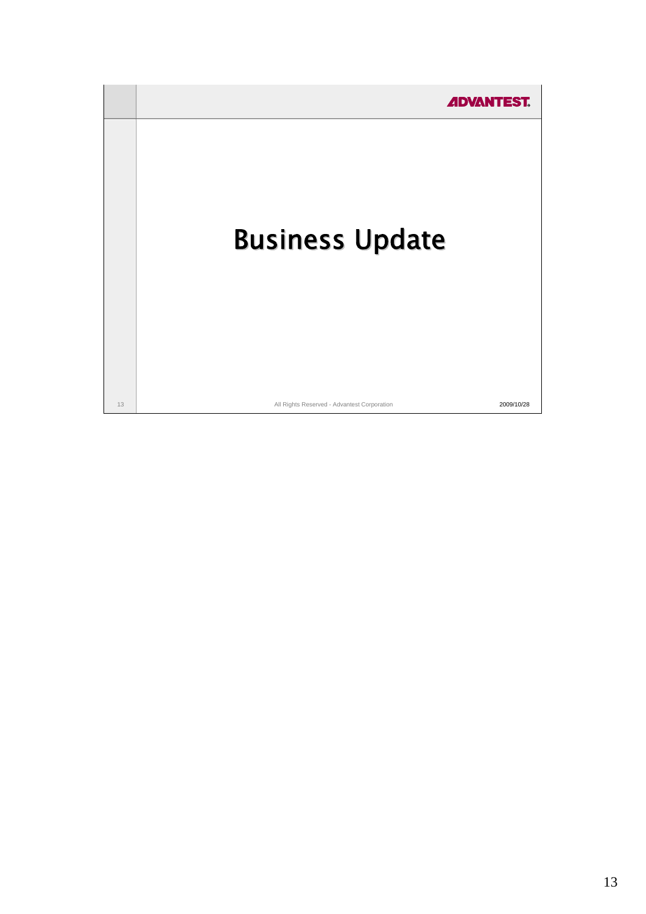# Business Update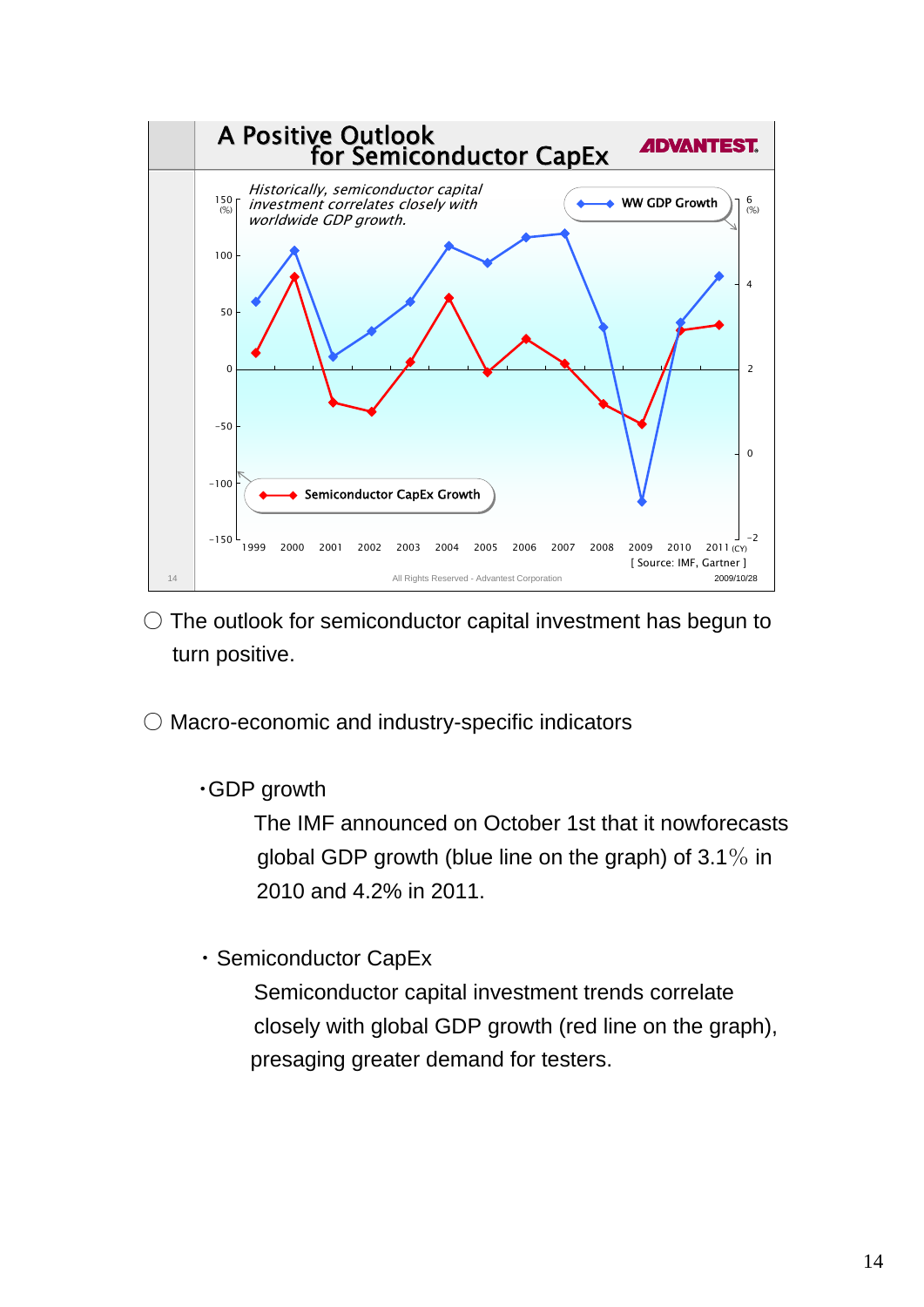## A Positive Outlook for Semiconductor CapEx

*Historically, semiconductor capital investment correlates closely with worldwide GDP growth.*

[ Source: IMF, Gartner ]

All Rights Reserved - Advantest Corporation

2009/10/28

○ The outlook for semiconductor capital investment has begun to turn positive.

○ Macro-economic and industry-specific indicators

・GDP growth

The IMF announced on October 1st that it nowforecasts global GDP growth (blue line on the graph) of 3.1% in 2010 and 4.2% in 2011.

・Semiconductor CapEx

Semiconductor capital investment trends correlate closely with global GDP growth (red line on the graph), presaging greater demand for testers.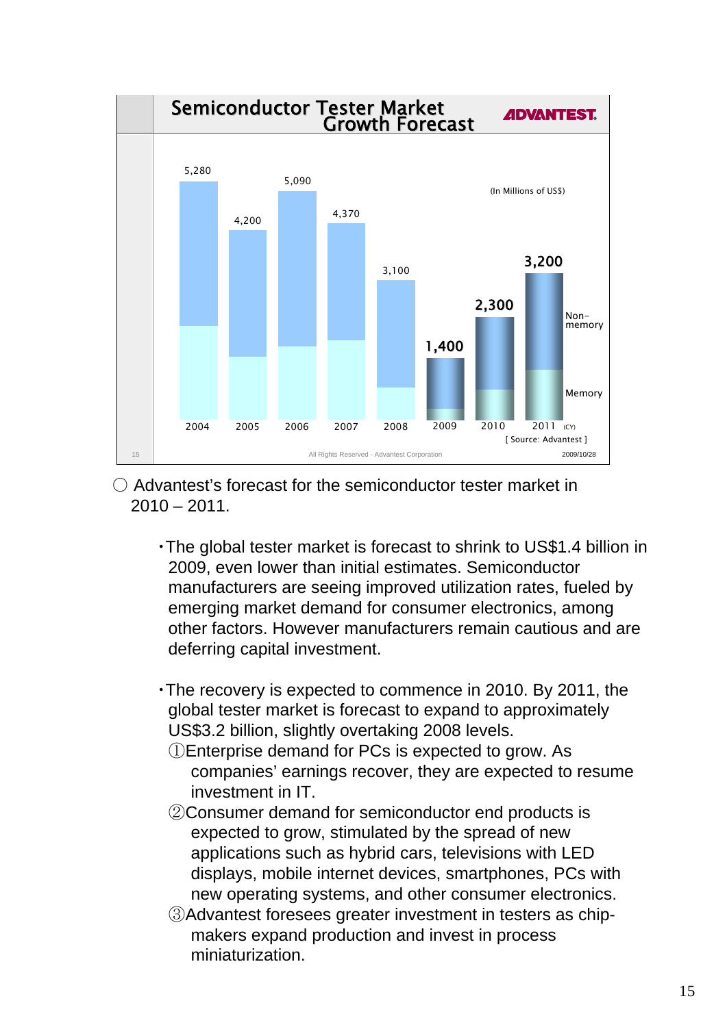## Semiconductor Tester Market Growth Forecast

ADVANTEST

(In Millions of US$)

| Year (CY) | Market Size |
|---|---|
| 2004 | 5,280 |
| 2005 | 4,200 |
| 2006 | 5,090 |
| 2007 | 4,370 |
| 2008 | 3,100 |
| 2009 | 1,400 |
| 2010 | 2,300 |
| 2011 | 3,200 |

Non-memory / Memory

[ Source: Advantest ]

All Rights Reserved - Advantest Corporation 2009/10/28

○ Advantest's forecast for the semiconductor tester market in 2010 – 2011.

- The global tester market is forecast to shrink to US$1.4 billion in 2009, even lower than initial estimates. Semiconductor manufacturers are seeing improved utilization rates, fueled by emerging market demand for consumer electronics, among other factors. However manufacturers remain cautious and are deferring capital investment.

- The recovery is expected to commence in 2010. By 2011, the global tester market is forecast to expand to approximately US$3.2 billion, slightly overtaking 2008 levels.
  ①Enterprise demand for PCs is expected to grow. As companies' earnings recover, they are expected to resume investment in IT.
  ②Consumer demand for semiconductor end products is expected to grow, stimulated by the spread of new applications such as hybrid cars, televisions with LED displays, mobile internet devices, smartphones, PCs with new operating systems, and other consumer electronics.
  ③Advantest foresees greater investment in testers as chip-makers expand production and invest in process miniaturization.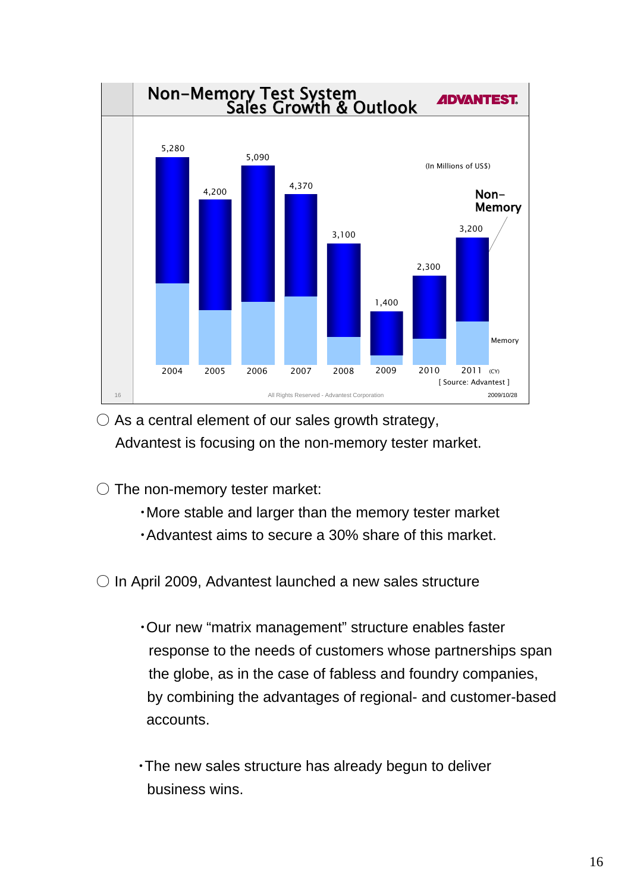## Non-Memory Test System Sales Growth & Outlook

ADVANTEST

(In Millions of US$)

| Year (CY) | 2004 | 2005 | 2006 | 2007 | 2008 | 2009 | 2010 | 2011 |
|---|---|---|---|---|---|---|---|---|
| Total | 5,280 | 4,200 | 5,090 | 4,370 | 3,100 | 1,400 | 2,300 | 3,200 |

Non-Memory / Memory

[ Source: Advantest ]

All Rights Reserved - Advantest Corporation

2009/10/28

○ As a central element of our sales growth strategy, Advantest is focusing on the non-memory tester market.

○ The non-memory tester market:

- More stable and larger than the memory tester market
- Advantest aims to secure a 30% share of this market.

○ In April 2009, Advantest launched a new sales structure

- Our new "matrix management" structure enables faster response to the needs of customers whose partnerships span the globe, as in the case of fabless and foundry companies, by combining the advantages of regional- and customer-based accounts.

- The new sales structure has already begun to deliver business wins.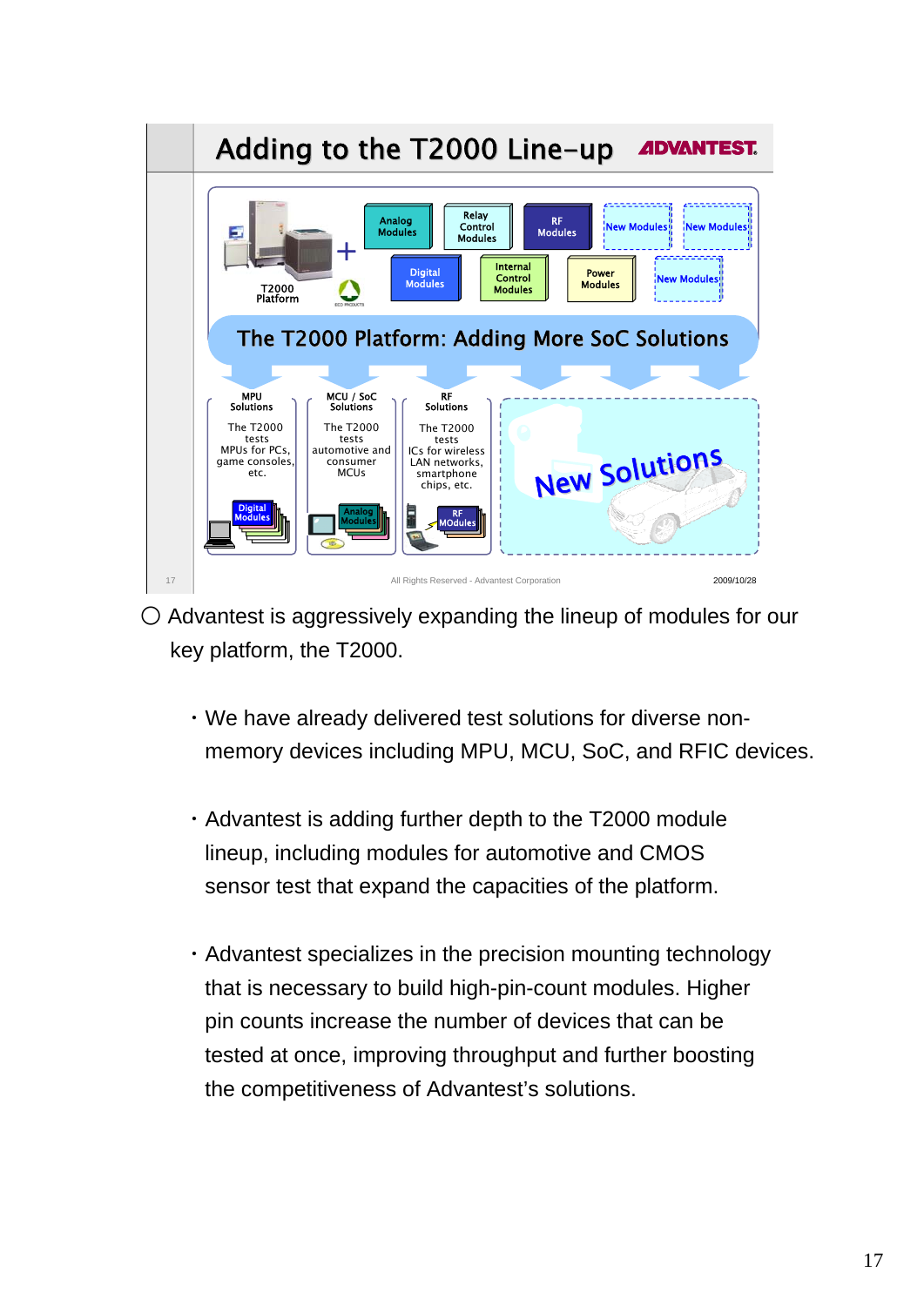## Adding to the T2000 Line-up

ADVANTEST

T2000 Platform + Analog Modules, Relay Control Modules, RF Modules, New Modules, New Modules, Digital Modules, Internal Control Modules, Power Modules, New Modules

**The T2000 Platform: Adding More SoC Solutions**

| MPU Solutions | MCU / SoC Solutions | RF Solutions | |
|---|---|---|---|
| The T2000 tests MPUs for PCs, game consoles, etc. | The T2000 tests automotive and consumer MCUs | The T2000 tests ICs for wireless LAN networks, smartphone chips, etc. | New Solutions |
| Digital Modules | Analog Modules | RF MOdules | |

All Rights Reserved - Advantest Corporation 2009/10/28

○ Advantest is aggressively expanding the lineup of modules for our key platform, the T2000.

- We have already delivered test solutions for diverse non-memory devices including MPU, MCU, SoC, and RFIC devices.

- Advantest is adding further depth to the T2000 module lineup, including modules for automotive and CMOS sensor test that expand the capacities of the platform.

- Advantest specializes in the precision mounting technology that is necessary to build high-pin-count modules. Higher pin counts increase the number of devices that can be tested at once, improving throughput and further boosting the competitiveness of Advantest's solutions.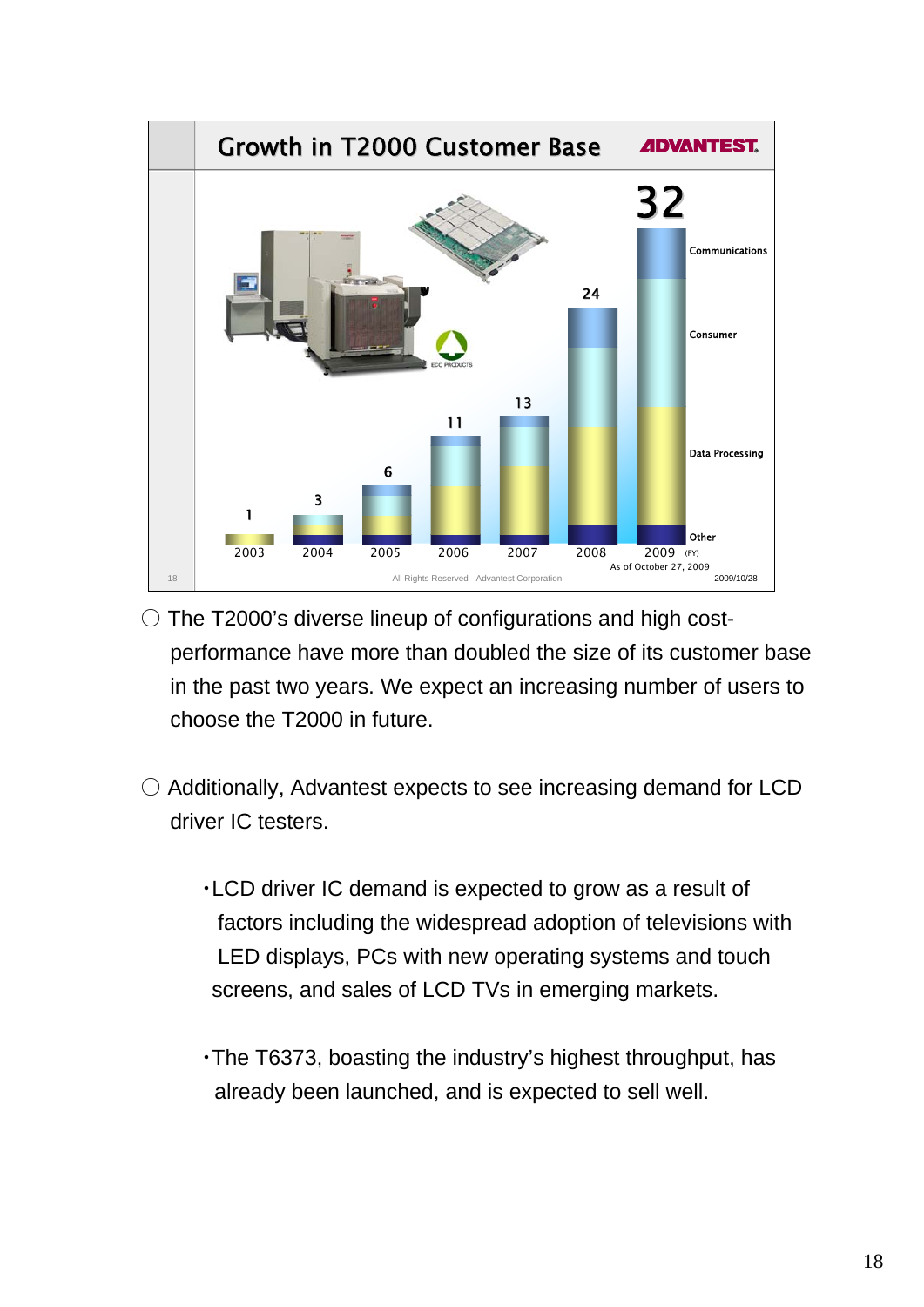## Growth in T2000 Customer Base

ADVANTEST

| Year | Customers |
|---|---|
| 2003 | 1 |
| 2004 | 3 |
| 2005 | 6 |
| 2006 | 11 |
| 2007 | 13 |
| 2008 | 24 |
| 2009 (FY) | 32 |

Segments: Communications, Consumer, Data Processing, Other

As of October 27, 2009

All Rights Reserved - Advantest Corporation

2009/10/28

○ The T2000's diverse lineup of configurations and high cost-performance have more than doubled the size of its customer base in the past two years. We expect an increasing number of users to choose the T2000 in future.

○ Additionally, Advantest expects to see increasing demand for LCD driver IC testers.

- LCD driver IC demand is expected to grow as a result of factors including the widespread adoption of televisions with LED displays, PCs with new operating systems and touch screens, and sales of LCD TVs in emerging markets.

- The T6373, boasting the industry's highest throughput, has already been launched, and is expected to sell well.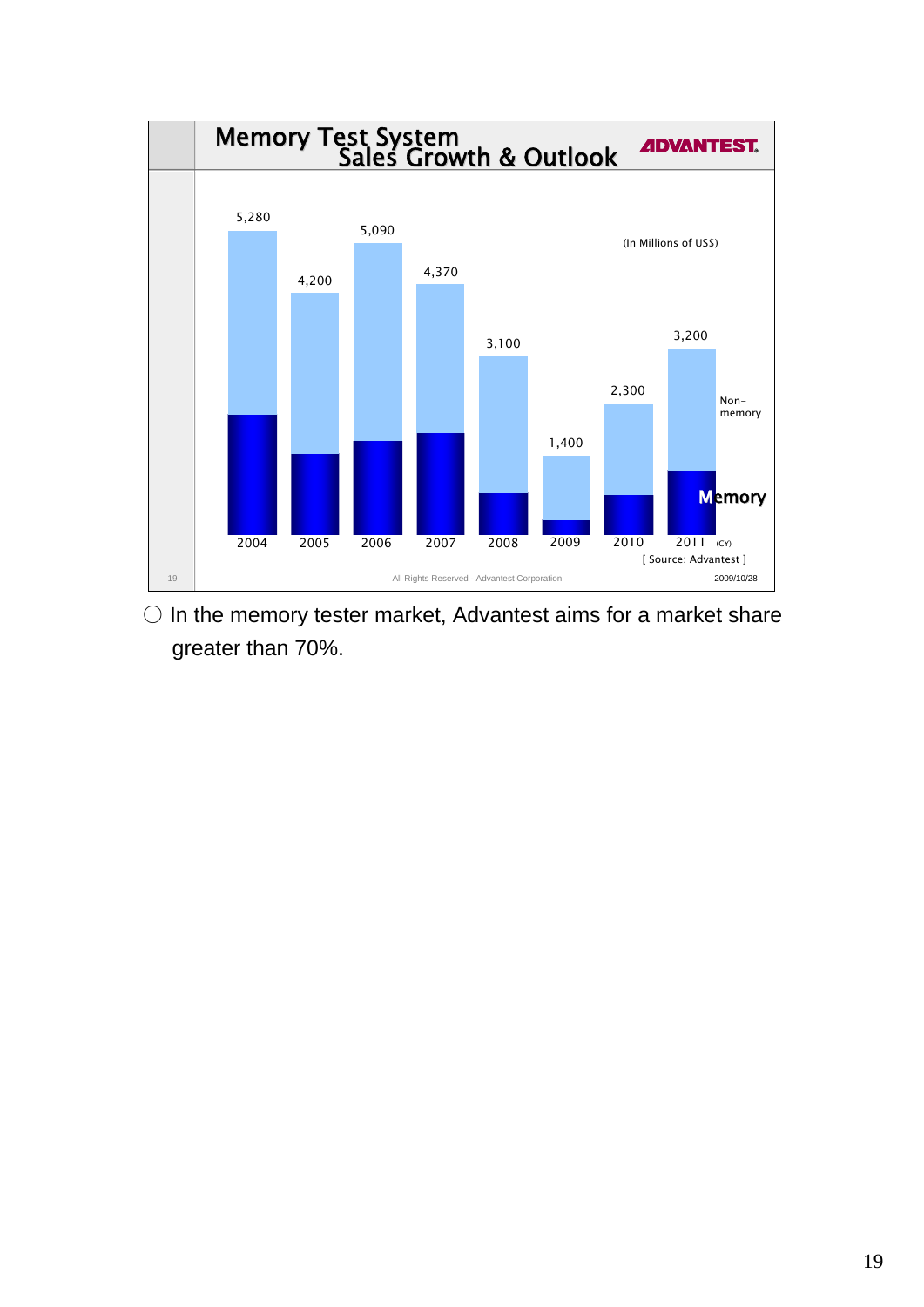## Memory Test System Sales Growth & Outlook

ADVANTEST

(In Millions of US$)

| CY | 2004 | 2005 | 2006 | 2007 | 2008 | 2009 | 2010 | 2011 |
|---|---|---|---|---|---|---|---|---|
| Total | 5,280 | 4,200 | 5,090 | 4,370 | 3,100 | 1,400 | 2,300 | 3,200 |

Non-memory / Memory

[ Source: Advantest ]

All Rights Reserved - Advantest Corporation 2009/10/28

○ In the memory tester market, Advantest aims for a market share greater than 70%.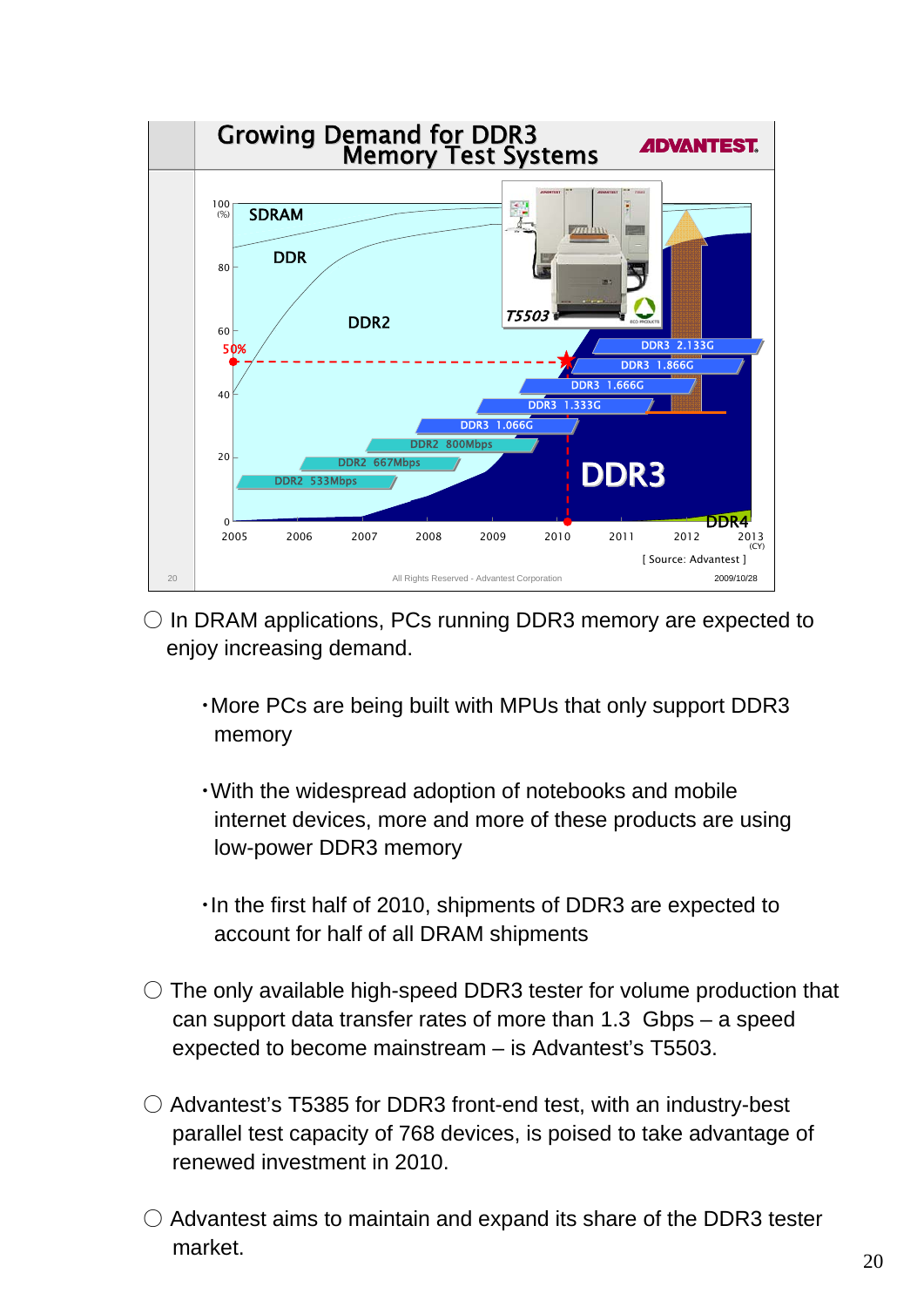## Growing Demand for DDR3 Memory Test Systems

ADVANTEST

100 (%) | SDRAM | DDR | DDR2 | T5503 | 50% | DDR3 2.133G | DDR3 1.866G | DDR3 1.666G | DDR3 1.333G | DDR3 1.066G | DDR2 800Mbps | DDR2 667Mbps | DDR2 533Mbps | DDR3 | DDR4

2005 2006 2007 2008 2009 2010 2011 2012 2013 (CY)

[ Source: Advantest ]

All Rights Reserved - Advantest Corporation 2009/10/28

○ In DRAM applications, PCs running DDR3 memory are expected to enjoy increasing demand.

- More PCs are being built with MPUs that only support DDR3 memory
- With the widespread adoption of notebooks and mobile internet devices, more and more of these products are using low-power DDR3 memory
- In the first half of 2010, shipments of DDR3 are expected to account for half of all DRAM shipments

○ The only available high-speed DDR3 tester for volume production that can support data transfer rates of more than 1.3 Gbps – a speed expected to become mainstream – is Advantest's T5503.

○ Advantest's T5385 for DDR3 front-end test, with an industry-best parallel test capacity of 768 devices, is poised to take advantage of renewed investment in 2010.

○ Advantest aims to maintain and expand its share of the DDR3 tester market.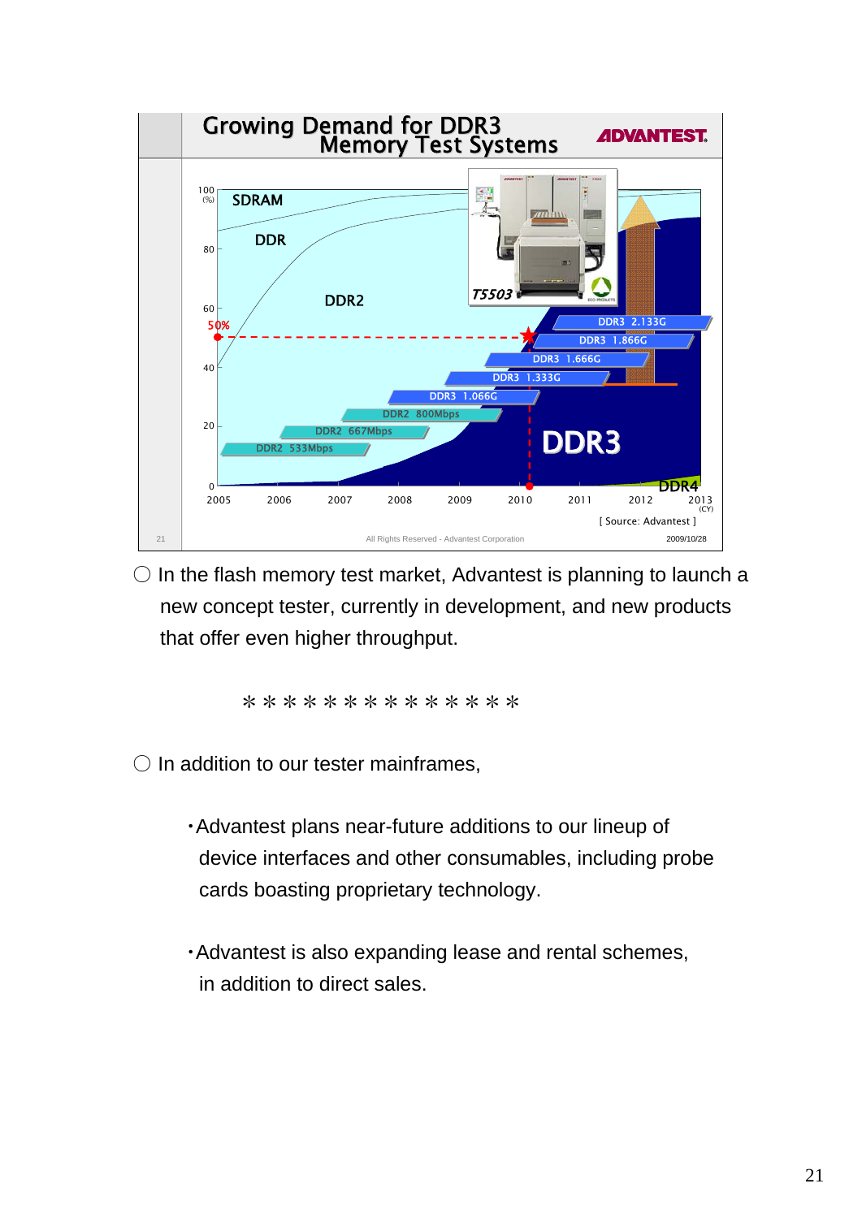**Growing Demand for DDR3 Memory Test Systems**

ADVANTEST

100 (%) SDRAM
80 DDR
60 DDR2
50%
40
20
0

T5503

DDR3 2.133G
DDR3 1.866G
DDR3 1.666G
DDR3 1.333G
DDR3 1.066G
DDR2 800Mbps
DDR2 667Mbps
DDR2 533Mbps

DDR3

DDR4

2005 2006 2007 2008 2009 2010 2011 2012 2013 (CY)

[ Source: Advantest ]

All Rights Reserved - Advantest Corporation 2009/10/28

○ In the flash memory test market, Advantest is planning to launch a new concept tester, currently in development, and new products that offer even higher throughput.

＊＊＊＊＊＊＊＊＊＊＊＊＊＊

○ In addition to our tester mainframes,

- ・Advantest plans near-future additions to our lineup of device interfaces and other consumables, including probe cards boasting proprietary technology.

- ・Advantest is also expanding lease and rental schemes, in addition to direct sales.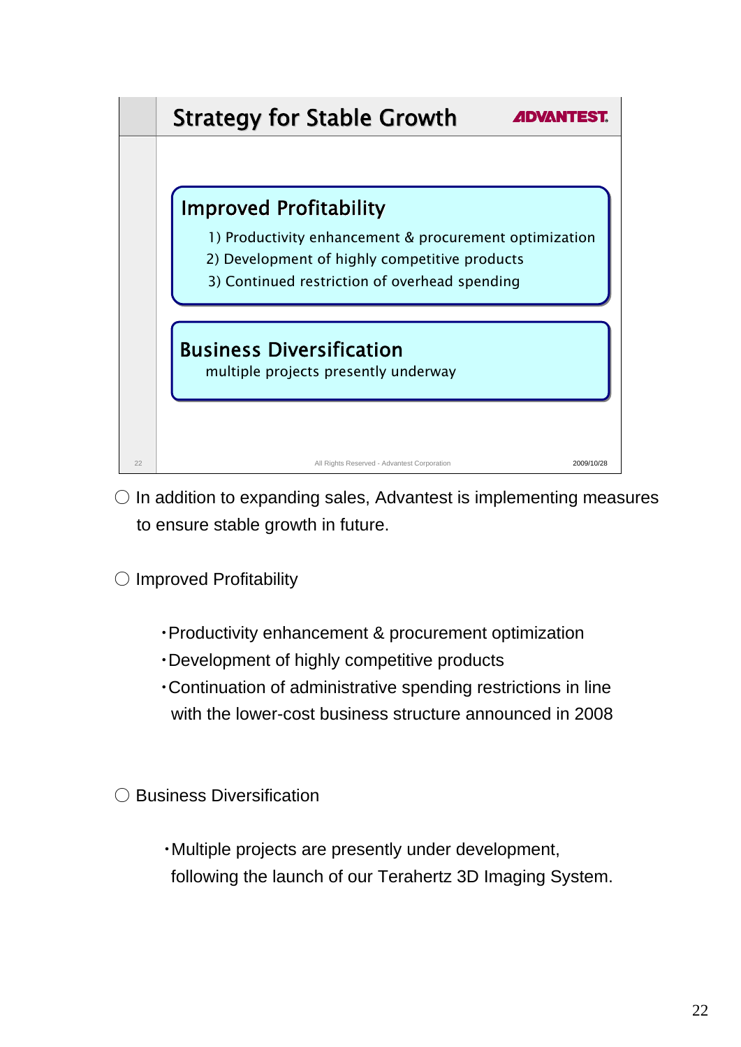## Strategy for Stable Growth

ADVANTEST

### Improved Profitability

1) Productivity enhancement & procurement optimization
2) Development of highly competitive products
3) Continued restriction of overhead spending

### Business Diversification

multiple projects presently underway

All Rights Reserved - Advantest Corporation

2009/10/28

○ In addition to expanding sales, Advantest is implementing measures to ensure stable growth in future.

○ Improved Profitability

- Productivity enhancement & procurement optimization
- Development of highly competitive products
- Continuation of administrative spending restrictions in line with the lower-cost business structure announced in 2008

○ Business Diversification

- Multiple projects are presently under development, following the launch of our Terahertz 3D Imaging System.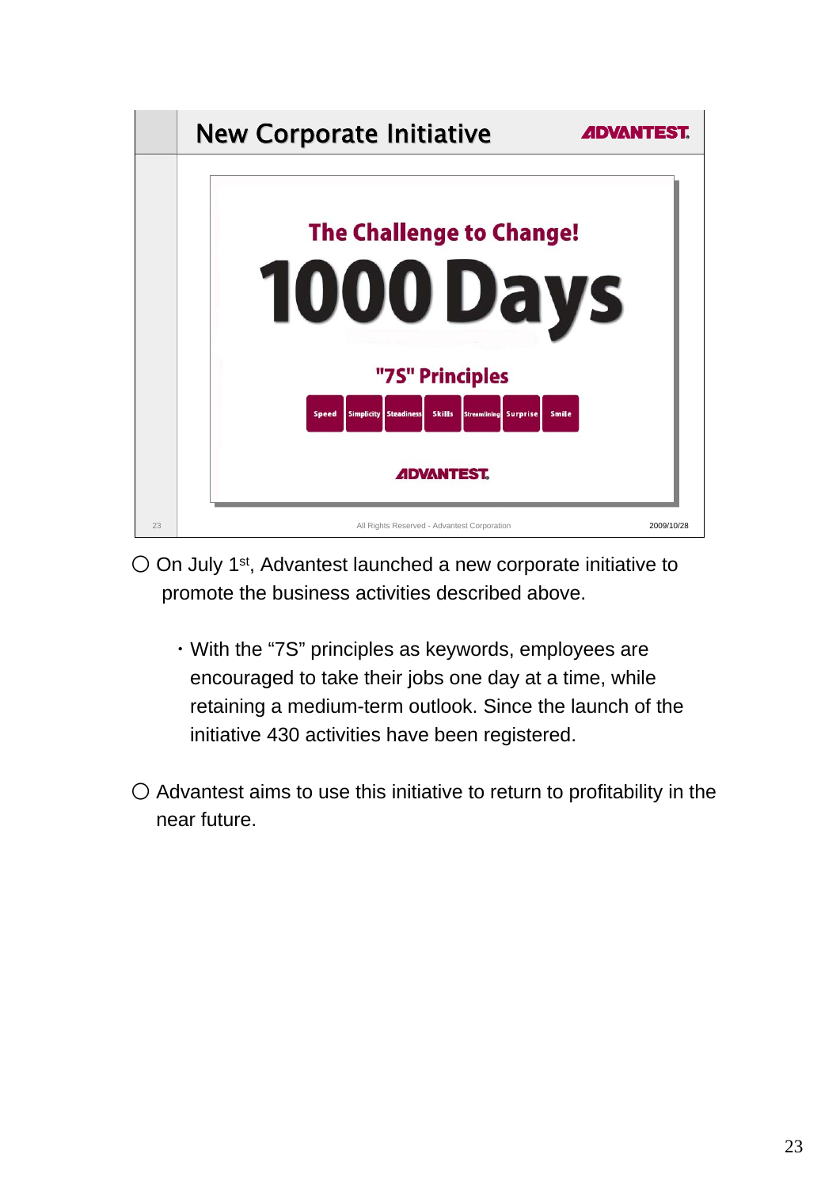## New Corporate Initiative

ADVANTEST

The Challenge to Change!

**1000 Days**

"7S" Principles

Speed | Simplicity | Steadiness | Skills | Streamlining | Surprise | Smile

ADVANTEST

All Rights Reserved - Advantest Corporation 2009/10/28

○ On July 1st, Advantest launched a new corporate initiative to promote the business activities described above.

- With the "7S" principles as keywords, employees are encouraged to take their jobs one day at a time, while retaining a medium-term outlook. Since the launch of the initiative 430 activities have been registered.

○ Advantest aims to use this initiative to return to profitability in the near future.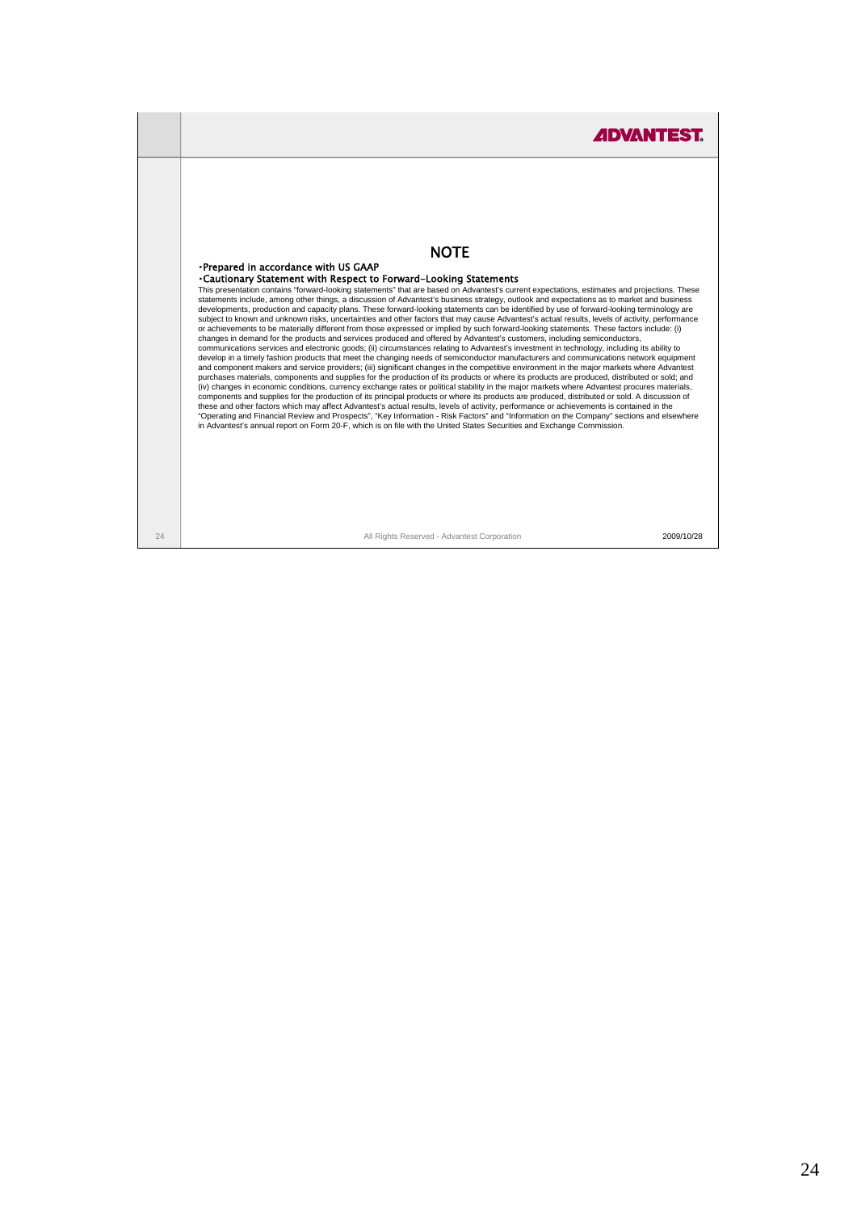## NOTE

- **Prepared in accordance with US GAAP**
- **Cautionary Statement with Respect to Forward-Looking Statements**

This presentation contains "forward-looking statements" that are based on Advantest's current expectations, estimates and projections. These statements include, among other things, a discussion of Advantest's business strategy, outlook and expectations as to market and business developments, production and capacity plans. These forward-looking statements can be identified by use of forward-looking terminology are subject to known and unknown risks, uncertainties and other factors that may cause Advantest's actual results, levels of activity, performance or achievements to be materially different from those expressed or implied by such forward-looking statements. These factors include: (i) changes in demand for the products and services produced and offered by Advantest's customers, including semiconductors, communications services and electronic goods; (ii) circumstances relating to Advantest's investment in technology, including its ability to develop in a timely fashion products that meet the changing needs of semiconductor manufacturers and communications network equipment and component makers and service providers; (iii) significant changes in the competitive environment in the major markets where Advantest purchases materials, components and supplies for the production of its products or where its products are produced, distributed or sold; and (iv) changes in economic conditions, currency exchange rates or political stability in the major markets where Advantest procures materials, components and supplies for the production of its principal products or where its products are produced, distributed or sold. A discussion of these and other factors which may affect Advantest's actual results, levels of activity, performance or achievements is contained in the "Operating and Financial Review and Prospects", "Key Information - Risk Factors" and "Information on the Company" sections and elsewhere in Advantest's annual report on Form 20-F, which is on file with the United States Securities and Exchange Commission.